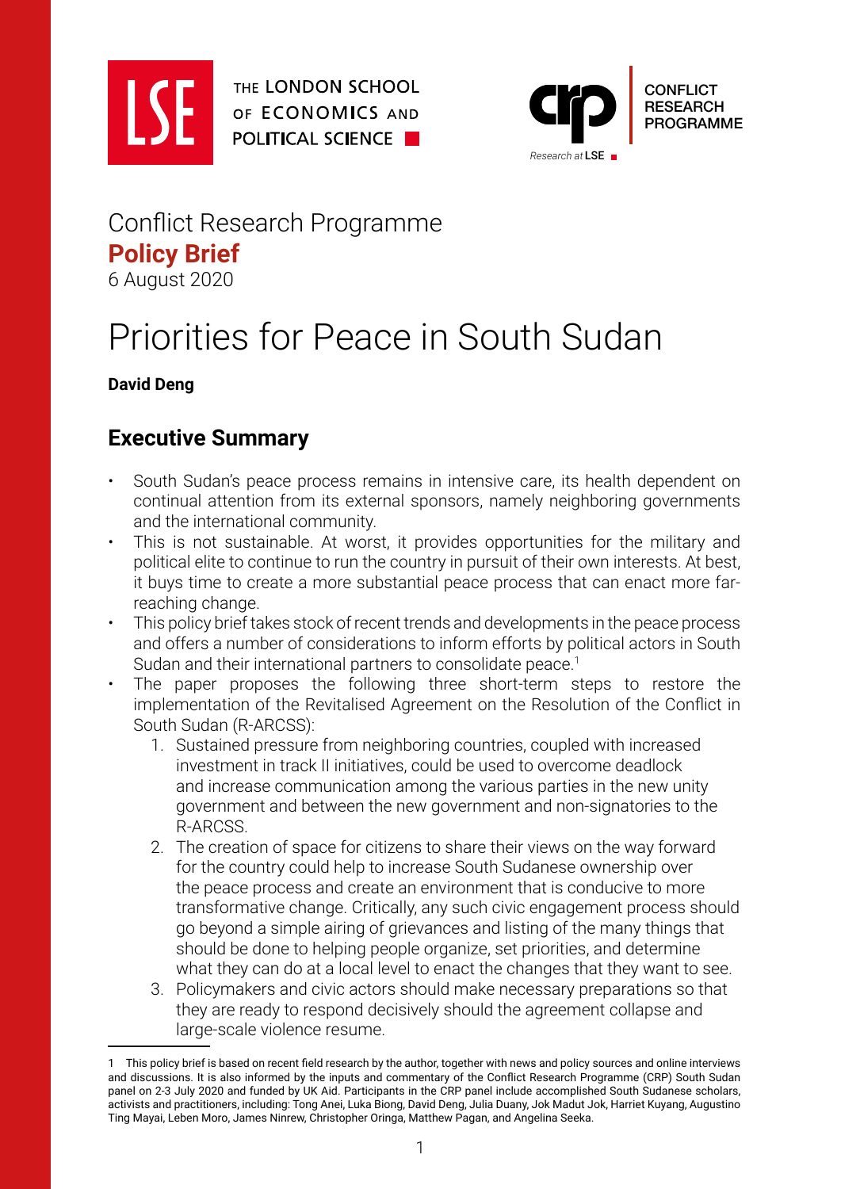THE LONDON SCHOOL OF ECONOMICS AND POLITICAL SCIENCE

CONFLICT RESEARCH PROGRAMME

Conflict Research Programme
**Policy Brief**
6 August 2020

# Priorities for Peace in South Sudan

**David Deng**

## Executive Summary

- South Sudan's peace process remains in intensive care, its health dependent on continual attention from its external sponsors, namely neighboring governments and the international community.
- This is not sustainable. At worst, it provides opportunities for the military and political elite to continue to run the country in pursuit of their own interests. At best, it buys time to create a more substantial peace process that can enact more far-reaching change.
- This policy brief takes stock of recent trends and developments in the peace process and offers a number of considerations to inform efforts by political actors in South Sudan and their international partners to consolidate peace.[1]
- The paper proposes the following three short-term steps to restore the implementation of the Revitalised Agreement on the Resolution of the Conflict in South Sudan (R-ARCSS):
  1. Sustained pressure from neighboring countries, coupled with increased investment in track II initiatives, could be used to overcome deadlock and increase communication among the various parties in the new unity government and between the new government and non-signatories to the R-ARCSS.
  2. The creation of space for citizens to share their views on the way forward for the country could help to increase South Sudanese ownership over the peace process and create an environment that is conducive to more transformative change. Critically, any such civic engagement process should go beyond a simple airing of grievances and listing of the many things that should be done to helping people organize, set priorities, and determine what they can do at a local level to enact the changes that they want to see.
  3. Policymakers and civic actors should make necessary preparations so that they are ready to respond decisively should the agreement collapse and large-scale violence resume.

---

1 This policy brief is based on recent field research by the author, together with news and policy sources and online interviews and discussions. It is also informed by the inputs and commentary of the Conflict Research Programme (CRP) South Sudan panel on 2-3 July 2020 and funded by UK Aid. Participants in the CRP panel include accomplished South Sudanese scholars, activists and practitioners, including: Tong Anei, Luka Biong, David Deng, Julia Duany, Jok Madut Jok, Harriet Kuyang, Augustino Ting Mayai, Leben Moro, James Ninrew, Christopher Oringa, Matthew Pagan, and Angelina Seeka.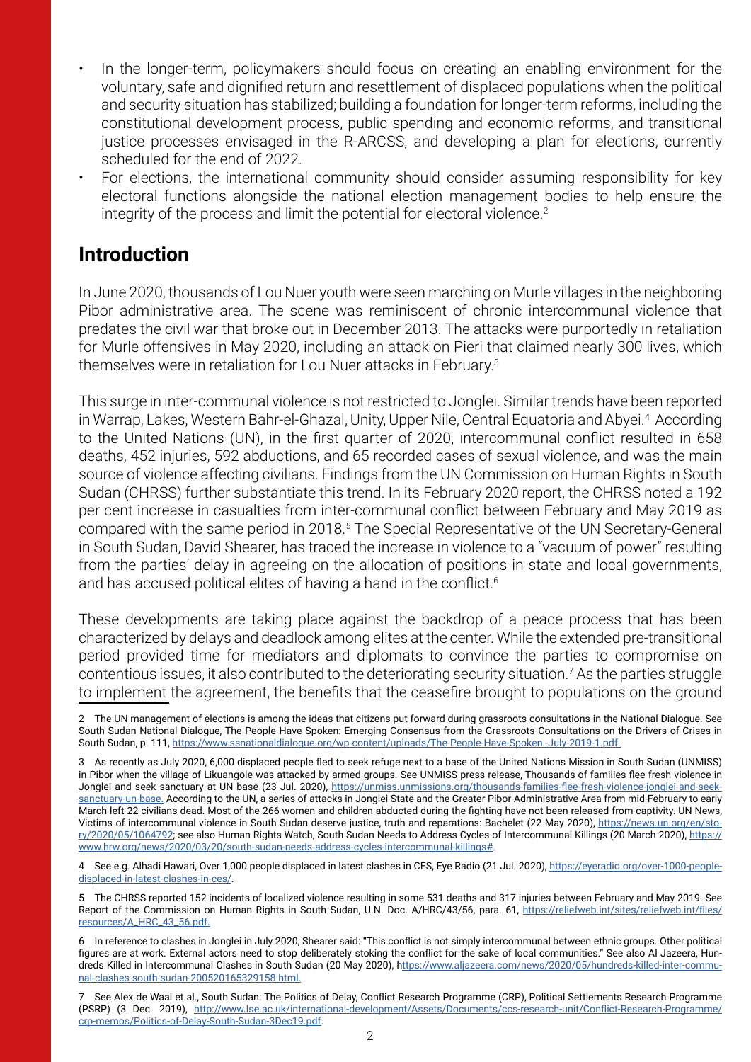- In the longer-term, policymakers should focus on creating an enabling environment for the voluntary, safe and dignified return and resettlement of displaced populations when the political and security situation has stabilized; building a foundation for longer-term reforms, including the constitutional development process, public spending and economic reforms, and transitional justice processes envisaged in the R-ARCSS; and developing a plan for elections, currently scheduled for the end of 2022.
- For elections, the international community should consider assuming responsibility for key electoral functions alongside the national election management bodies to help ensure the integrity of the process and limit the potential for electoral violence.[2]

## Introduction

In June 2020, thousands of Lou Nuer youth were seen marching on Murle villages in the neighboring Pibor administrative area. The scene was reminiscent of chronic intercommunal violence that predates the civil war that broke out in December 2013. The attacks were purportedly in retaliation for Murle offensives in May 2020, including an attack on Pieri that claimed nearly 300 lives, which themselves were in retaliation for Lou Nuer attacks in February.[3]

This surge in inter-communal violence is not restricted to Jonglei. Similar trends have been reported in Warrap, Lakes, Western Bahr-el-Ghazal, Unity, Upper Nile, Central Equatoria and Abyei.[4] According to the United Nations (UN), in the first quarter of 2020, intercommunal conflict resulted in 658 deaths, 452 injuries, 592 abductions, and 65 recorded cases of sexual violence, and was the main source of violence affecting civilians. Findings from the UN Commission on Human Rights in South Sudan (CHRSS) further substantiate this trend. In its February 2020 report, the CHRSS noted a 192 per cent increase in casualties from inter-communal conflict between February and May 2019 as compared with the same period in 2018.[5] The Special Representative of the UN Secretary-General in South Sudan, David Shearer, has traced the increase in violence to a "vacuum of power" resulting from the parties' delay in agreeing on the allocation of positions in state and local governments, and has accused political elites of having a hand in the conflict.[6]

These developments are taking place against the backdrop of a peace process that has been characterized by delays and deadlock among elites at the center. While the extended pre-transitional period provided time for mediators and diplomats to convince the parties to compromise on contentious issues, it also contributed to the deteriorating security situation.[7] As the parties struggle to implement the agreement, the benefits that the ceasefire brought to populations on the ground

---

2 The UN management of elections is among the ideas that citizens put forward during grassroots consultations in the National Dialogue. See South Sudan National Dialogue, The People Have Spoken: Emerging Consensus from the Grassroots Consultations on the Drivers of Crises in South Sudan, p. 111, https://www.ssnationaldialogue.org/wp-content/uploads/The-People-Have-Spoken.-July-2019-1.pdf.

3 As recently as July 2020, 6,000 displaced people fled to seek refuge next to a base of the United Nations Mission in South Sudan (UNMISS) in Pibor when the village of Likuangole was attacked by armed groups. See UNMISS press release, Thousands of families flee fresh violence in Jonglei and seek sanctuary at UN base (23 Jul. 2020), https://unmiss.unmissions.org/thousands-families-flee-fresh-violence-jonglei-and-seek-sanctuary-un-base. According to the UN, a series of attacks in Jonglei State and the Greater Pibor Administrative Area from mid-February to early March left 22 civilians dead. Most of the 266 women and children abducted during the fighting have not been released from captivity. UN News, Victims of intercommunal violence in South Sudan deserve justice, truth and reparations: Bachelet (22 May 2020), https://news.un.org/en/story/2020/05/1064792; see also Human Rights Watch, South Sudan Needs to Address Cycles of Intercommunal Killings (20 March 2020), https://www.hrw.org/news/2020/03/20/south-sudan-needs-address-cycles-intercommunal-killings#.

4 See e.g. Alhadi Hawari, Over 1,000 people displaced in latest clashes in CES, Eye Radio (21 Jul. 2020), https://eyeradio.org/over-1000-people-displaced-in-latest-clashes-in-ces/.

5 The CHRSS reported 152 incidents of localized violence resulting in some 531 deaths and 317 injuries between February and May 2019. See Report of the Commission on Human Rights in South Sudan, U.N. Doc. A/HRC/43/56, para. 61, https://reliefweb.int/sites/reliefweb.int/files/resources/A_HRC_43_56.pdf.

6 In reference to clashes in Jonglei in July 2020, Shearer said: "This conflict is not simply intercommunal between ethnic groups. Other political figures are at work. External actors need to stop deliberately stoking the conflict for the sake of local communities." See also Al Jazeera, Hundreds Killed in Intercommunal Clashes in South Sudan (20 May 2020), https://www.aljazeera.com/news/2020/05/hundreds-killed-inter-communal-clashes-south-sudan-200520165329158.html.

7 See Alex de Waal et al., South Sudan: The Politics of Delay, Conflict Research Programme (CRP), Political Settlements Research Programme (PSRP) (3 Dec. 2019), http://www.lse.ac.uk/international-development/Assets/Documents/ccs-research-unit/Conflict-Research-Programme/crp-memos/Politics-of-Delay-South-Sudan-3Dec19.pdf.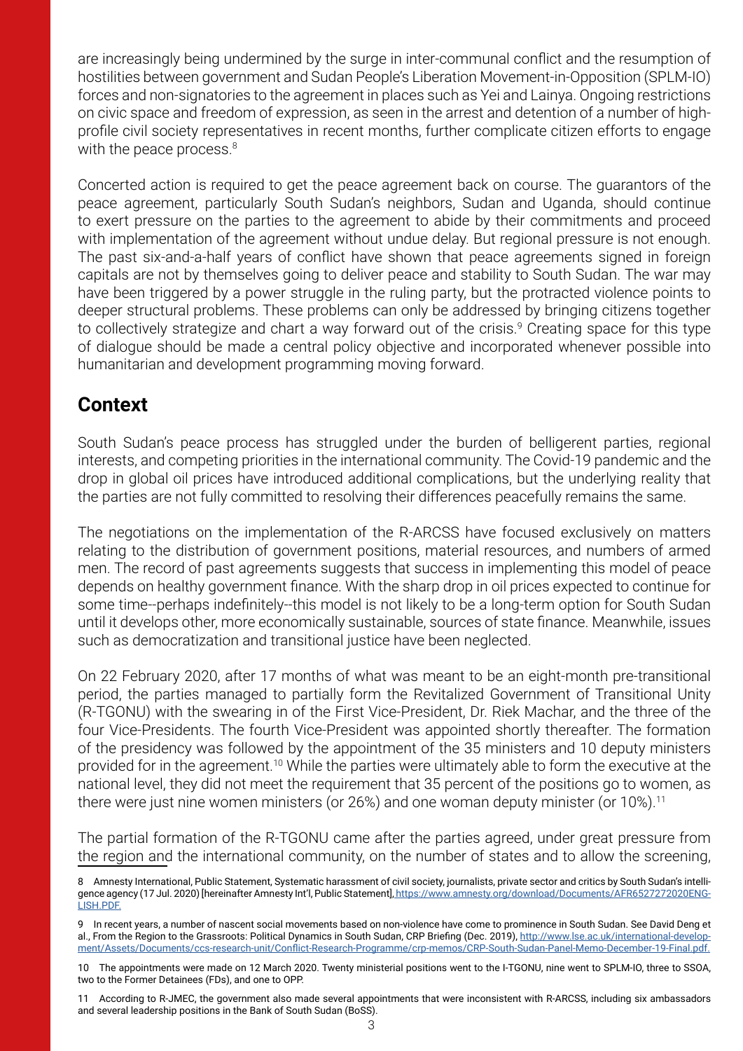are increasingly being undermined by the surge in inter-communal conflict and the resumption of hostilities between government and Sudan People's Liberation Movement-in-Opposition (SPLM-IO) forces and non-signatories to the agreement in places such as Yei and Lainya. Ongoing restrictions on civic space and freedom of expression, as seen in the arrest and detention of a number of high-profile civil society representatives in recent months, further complicate citizen efforts to engage with the peace process.[8]

Concerted action is required to get the peace agreement back on course. The guarantors of the peace agreement, particularly South Sudan's neighbors, Sudan and Uganda, should continue to exert pressure on the parties to the agreement to abide by their commitments and proceed with implementation of the agreement without undue delay. But regional pressure is not enough. The past six-and-a-half years of conflict have shown that peace agreements signed in foreign capitals are not by themselves going to deliver peace and stability to South Sudan. The war may have been triggered by a power struggle in the ruling party, but the protracted violence points to deeper structural problems. These problems can only be addressed by bringing citizens together to collectively strategize and chart a way forward out of the crisis.[9] Creating space for this type of dialogue should be made a central policy objective and incorporated whenever possible into humanitarian and development programming moving forward.

## Context

South Sudan's peace process has struggled under the burden of belligerent parties, regional interests, and competing priorities in the international community. The Covid-19 pandemic and the drop in global oil prices have introduced additional complications, but the underlying reality that the parties are not fully committed to resolving their differences peacefully remains the same.

The negotiations on the implementation of the R-ARCSS have focused exclusively on matters relating to the distribution of government positions, material resources, and numbers of armed men. The record of past agreements suggests that success in implementing this model of peace depends on healthy government finance. With the sharp drop in oil prices expected to continue for some time--perhaps indefinitely--this model is not likely to be a long-term option for South Sudan until it develops other, more economically sustainable, sources of state finance. Meanwhile, issues such as democratization and transitional justice have been neglected.

On 22 February 2020, after 17 months of what was meant to be an eight-month pre-transitional period, the parties managed to partially form the Revitalized Government of Transitional Unity (R-TGONU) with the swearing in of the First Vice-President, Dr. Riek Machar, and the three of the four Vice-Presidents. The fourth Vice-President was appointed shortly thereafter. The formation of the presidency was followed by the appointment of the 35 ministers and 10 deputy ministers provided for in the agreement.[10] While the parties were ultimately able to form the executive at the national level, they did not meet the requirement that 35 percent of the positions go to women, as there were just nine women ministers (or 26%) and one woman deputy minister (or 10%).[11]

The partial formation of the R-TGONU came after the parties agreed, under great pressure from the region and the international community, on the number of states and to allow the screening,

---

8 Amnesty International, Public Statement, Systematic harassment of civil society, journalists, private sector and critics by South Sudan's intelligence agency (17 Jul. 2020) [hereinafter Amnesty Int'l, Public Statement], https://www.amnesty.org/download/Documents/AFR6527272020ENGLISH.PDF.

9 In recent years, a number of nascent social movements based on non-violence have come to prominence in South Sudan. See David Deng et al., From the Region to the Grassroots: Political Dynamics in South Sudan, CRP Briefing (Dec. 2019), http://www.lse.ac.uk/international-development/Assets/Documents/ccs-research-unit/Conflict-Research-Programme/crp-memos/CRP-South-Sudan-Panel-Memo-December-19-Final.pdf.

10 The appointments were made on 12 March 2020. Twenty ministerial positions went to the I-TGONU, nine went to SPLM-IO, three to SSOA, two to the Former Detainees (FDs), and one to OPP.

11 According to R-JMEC, the government also made several appointments that were inconsistent with R-ARCSS, including six ambassadors and several leadership positions in the Bank of South Sudan (BoSS).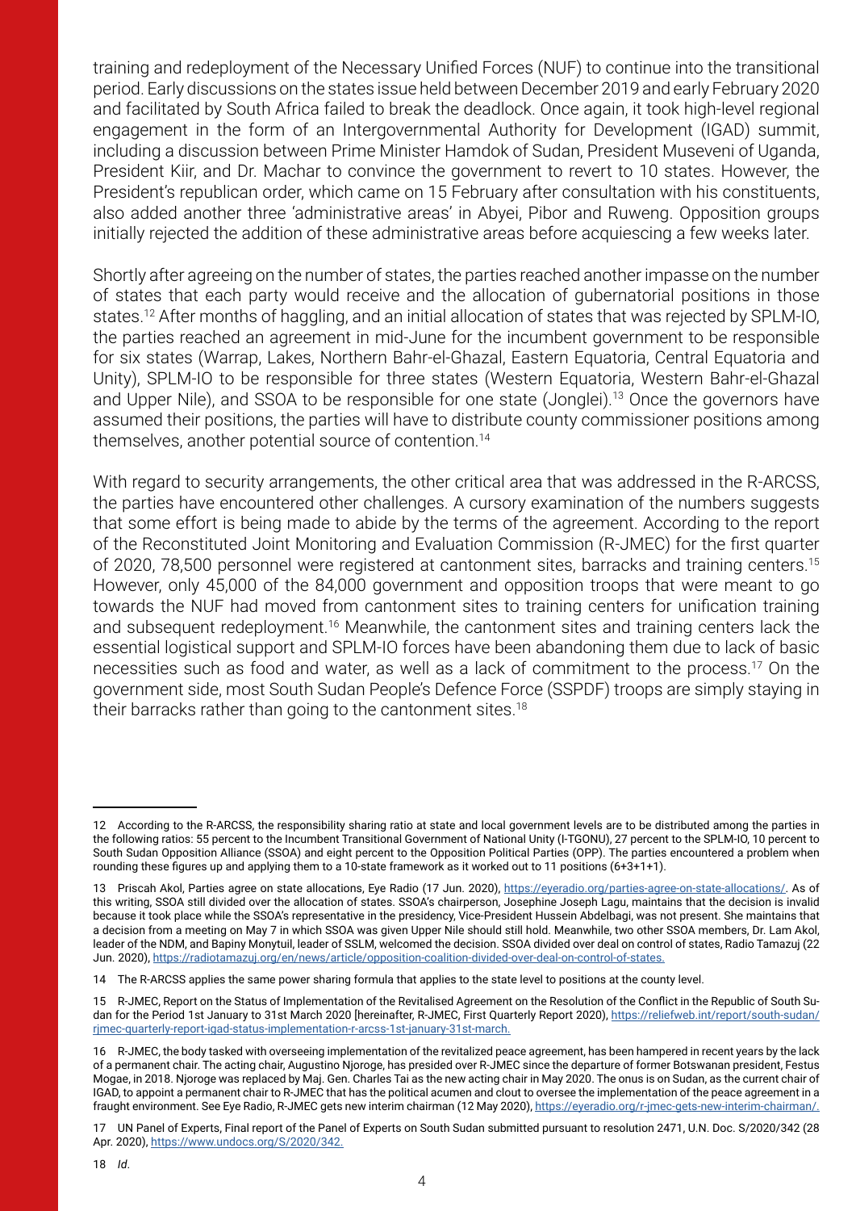training and redeployment of the Necessary Unified Forces (NUF) to continue into the transitional period. Early discussions on the states issue held between December 2019 and early February 2020 and facilitated by South Africa failed to break the deadlock. Once again, it took high-level regional engagement in the form of an Intergovernmental Authority for Development (IGAD) summit, including a discussion between Prime Minister Hamdok of Sudan, President Museveni of Uganda, President Kiir, and Dr. Machar to convince the government to revert to 10 states. However, the President's republican order, which came on 15 February after consultation with his constituents, also added another three 'administrative areas' in Abyei, Pibor and Ruweng. Opposition groups initially rejected the addition of these administrative areas before acquiescing a few weeks later.

Shortly after agreeing on the number of states, the parties reached another impasse on the number of states that each party would receive and the allocation of gubernatorial positions in those states.[12] After months of haggling, and an initial allocation of states that was rejected by SPLM-IO, the parties reached an agreement in mid-June for the incumbent government to be responsible for six states (Warrap, Lakes, Northern Bahr-el-Ghazal, Eastern Equatoria, Central Equatoria and Unity), SPLM-IO to be responsible for three states (Western Equatoria, Western Bahr-el-Ghazal and Upper Nile), and SSOA to be responsible for one state (Jonglei).[13] Once the governors have assumed their positions, the parties will have to distribute county commissioner positions among themselves, another potential source of contention.[14]

With regard to security arrangements, the other critical area that was addressed in the R-ARCSS, the parties have encountered other challenges. A cursory examination of the numbers suggests that some effort is being made to abide by the terms of the agreement. According to the report of the Reconstituted Joint Monitoring and Evaluation Commission (R-JMEC) for the first quarter of 2020, 78,500 personnel were registered at cantonment sites, barracks and training centers.[15] However, only 45,000 of the 84,000 government and opposition troops that were meant to go towards the NUF had moved from cantonment sites to training centers for unification training and subsequent redeployment.[16] Meanwhile, the cantonment sites and training centers lack the essential logistical support and SPLM-IO forces have been abandoning them due to lack of basic necessities such as food and water, as well as a lack of commitment to the process.[17] On the government side, most South Sudan People's Defence Force (SSPDF) troops are simply staying in their barracks rather than going to the cantonment sites.[18]

---

12 According to the R-ARCSS, the responsibility sharing ratio at state and local government levels are to be distributed among the parties in the following ratios: 55 percent to the Incumbent Transitional Government of National Unity (I-TGONU), 27 percent to the SPLM-IO, 10 percent to South Sudan Opposition Alliance (SSOA) and eight percent to the Opposition Political Parties (OPP). The parties encountered a problem when rounding these figures up and applying them to a 10-state framework as it worked out to 11 positions (6+3+1+1).

13 Priscah Akol, Parties agree on state allocations, Eye Radio (17 Jun. 2020), https://eyeradio.org/parties-agree-on-state-allocations/. As of this writing, SSOA still divided over the allocation of states. SSOA's chairperson, Josephine Joseph Lagu, maintains that the decision is invalid because it took place while the SSOA's representative in the presidency, Vice-President Hussein Abdelbagi, was not present. She maintains that a decision from a meeting on May 7 in which SSOA was given Upper Nile should still hold. Meanwhile, two other SSOA members, Dr. Lam Akol, leader of the NDM, and Bapiny Monytuil, leader of SSLM, welcomed the decision. SSOA divided over deal on control of states, Radio Tamazuj (22 Jun. 2020), https://radiotamazuj.org/en/news/article/opposition-coalition-divided-over-deal-on-control-of-states.

14 The R-ARCSS applies the same power sharing formula that applies to the state level to positions at the county level.

15 R-JMEC, Report on the Status of Implementation of the Revitalised Agreement on the Resolution of the Conflict in the Republic of South Sudan for the Period 1st January to 31st March 2020 [hereinafter, R-JMEC, First Quarterly Report 2020), https://reliefweb.int/report/south-sudan/rjmec-quarterly-report-igad-status-implementation-r-arcss-1st-january-31st-march.

16 R-JMEC, the body tasked with overseeing implementation of the revitalized peace agreement, has been hampered in recent years by the lack of a permanent chair. The acting chair, Augustino Njoroge, has presided over R-JMEC since the departure of former Botswanan president, Festus Mogae, in 2018. Njoroge was replaced by Maj. Gen. Charles Tai as the new acting chair in May 2020. The onus is on Sudan, as the current chair of IGAD, to appoint a permanent chair to R-JMEC that has the political acumen and clout to oversee the implementation of the peace agreement in a fraught environment. See Eye Radio, R-JMEC gets new interim chairman (12 May 2020), https://eyeradio.org/r-jmec-gets-new-interim-chairman/.

17 UN Panel of Experts, Final report of the Panel of Experts on South Sudan submitted pursuant to resolution 2471, U.N. Doc. S/2020/342 (28 Apr. 2020), https://www.undocs.org/S/2020/342.

18 *Id*.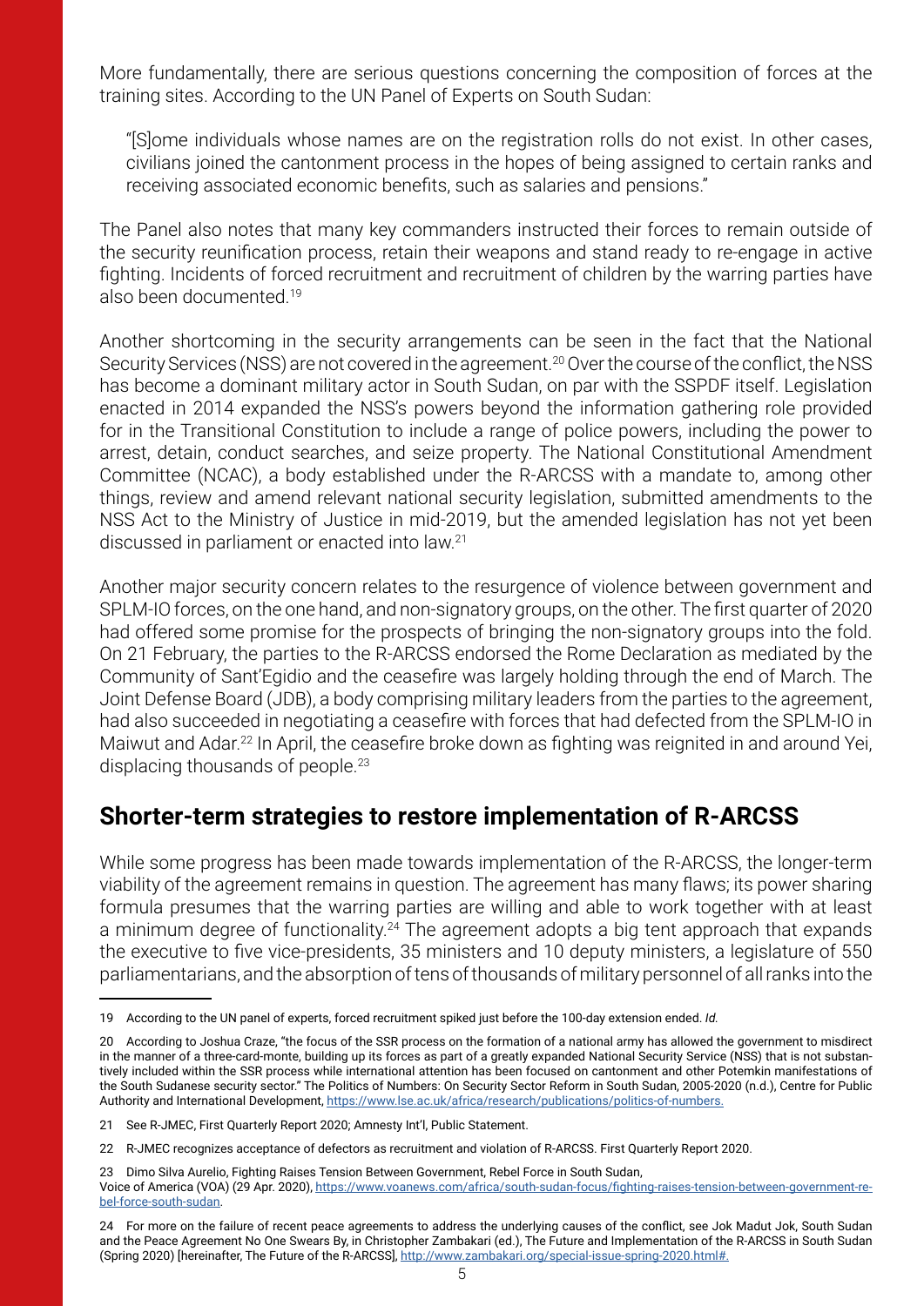More fundamentally, there are serious questions concerning the composition of forces at the training sites. According to the UN Panel of Experts on South Sudan:

> "[S]ome individuals whose names are on the registration rolls do not exist. In other cases, civilians joined the cantonment process in the hopes of being assigned to certain ranks and receiving associated economic benefits, such as salaries and pensions."

The Panel also notes that many key commanders instructed their forces to remain outside of the security reunification process, retain their weapons and stand ready to re-engage in active fighting. Incidents of forced recruitment and recruitment of children by the warring parties have also been documented.[19]

Another shortcoming in the security arrangements can be seen in the fact that the National Security Services (NSS) are not covered in the agreement.[20] Over the course of the conflict, the NSS has become a dominant military actor in South Sudan, on par with the SSPDF itself. Legislation enacted in 2014 expanded the NSS's powers beyond the information gathering role provided for in the Transitional Constitution to include a range of police powers, including the power to arrest, detain, conduct searches, and seize property. The National Constitutional Amendment Committee (NCAC), a body established under the R-ARCSS with a mandate to, among other things, review and amend relevant national security legislation, submitted amendments to the NSS Act to the Ministry of Justice in mid-2019, but the amended legislation has not yet been discussed in parliament or enacted into law.[21]

Another major security concern relates to the resurgence of violence between government and SPLM-IO forces, on the one hand, and non-signatory groups, on the other. The first quarter of 2020 had offered some promise for the prospects of bringing the non-signatory groups into the fold. On 21 February, the parties to the R-ARCSS endorsed the Rome Declaration as mediated by the Community of Sant'Egidio and the ceasefire was largely holding through the end of March. The Joint Defense Board (JDB), a body comprising military leaders from the parties to the agreement, had also succeeded in negotiating a ceasefire with forces that had defected from the SPLM-IO in Maiwut and Adar.[22] In April, the ceasefire broke down as fighting was reignited in and around Yei, displacing thousands of people.[23]

## Shorter-term strategies to restore implementation of R-ARCSS

While some progress has been made towards implementation of the R-ARCSS, the longer-term viability of the agreement remains in question. The agreement has many flaws; its power sharing formula presumes that the warring parties are willing and able to work together with at least a minimum degree of functionality.[24] The agreement adopts a big tent approach that expands the executive to five vice-presidents, 35 ministers and 10 deputy ministers, a legislature of 550 parliamentarians, and the absorption of tens of thousands of military personnel of all ranks into the

---

19 According to the UN panel of experts, forced recruitment spiked just before the 100-day extension ended. *Id.*

20 According to Joshua Craze, "the focus of the SSR process on the formation of a national army has allowed the government to misdirect in the manner of a three-card-monte, building up its forces as part of a greatly expanded National Security Service (NSS) that is not substantively included within the SSR process while international attention has been focused on cantonment and other Potemkin manifestations of the South Sudanese security sector." The Politics of Numbers: On Security Sector Reform in South Sudan, 2005-2020 (n.d.), Centre for Public Authority and International Development, https://www.lse.ac.uk/africa/research/publications/politics-of-numbers.

21 See R-JMEC, First Quarterly Report 2020; Amnesty Int'l, Public Statement.

22 R-JMEC recognizes acceptance of defectors as recruitment and violation of R-ARCSS. First Quarterly Report 2020.

23 Dimo Silva Aurelio, Fighting Raises Tension Between Government, Rebel Force in South Sudan, Voice of America (VOA) (29 Apr. 2020), https://www.voanews.com/africa/south-sudan-focus/fighting-raises-tension-between-government-rebel-force-south-sudan.

24 For more on the failure of recent peace agreements to address the underlying causes of the conflict, see Jok Madut Jok, South Sudan and the Peace Agreement No One Swears By, in Christopher Zambakari (ed.), The Future and Implementation of the R-ARCSS in South Sudan (Spring 2020) [hereinafter, The Future of the R-ARCSS], http://www.zambakari.org/special-issue-spring-2020.html#.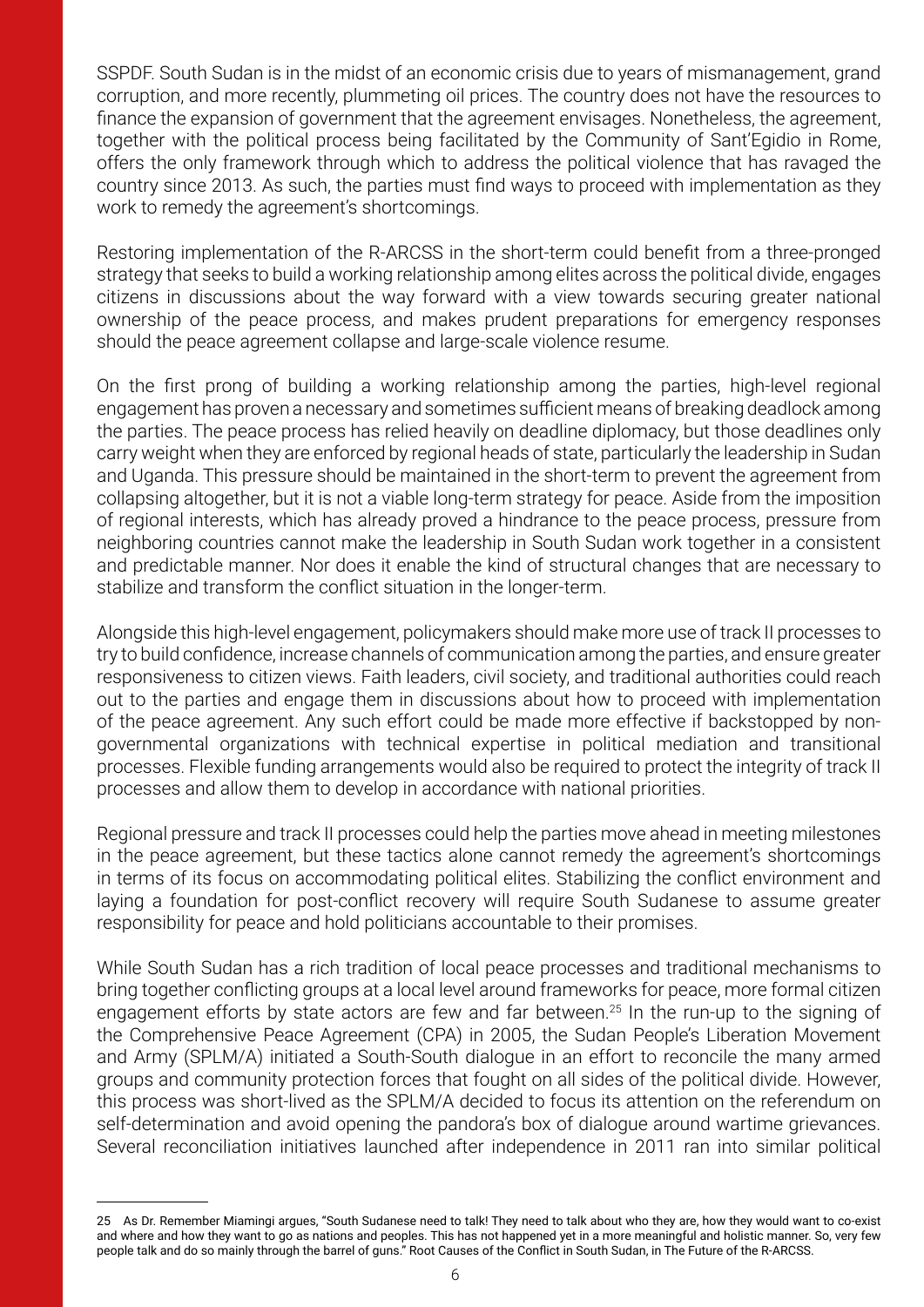SSPDF. South Sudan is in the midst of an economic crisis due to years of mismanagement, grand corruption, and more recently, plummeting oil prices. The country does not have the resources to finance the expansion of government that the agreement envisages. Nonetheless, the agreement, together with the political process being facilitated by the Community of Sant'Egidio in Rome, offers the only framework through which to address the political violence that has ravaged the country since 2013. As such, the parties must find ways to proceed with implementation as they work to remedy the agreement's shortcomings.

Restoring implementation of the R-ARCSS in the short-term could benefit from a three-pronged strategy that seeks to build a working relationship among elites across the political divide, engages citizens in discussions about the way forward with a view towards securing greater national ownership of the peace process, and makes prudent preparations for emergency responses should the peace agreement collapse and large-scale violence resume.

On the first prong of building a working relationship among the parties, high-level regional engagement has proven a necessary and sometimes sufficient means of breaking deadlock among the parties. The peace process has relied heavily on deadline diplomacy, but those deadlines only carry weight when they are enforced by regional heads of state, particularly the leadership in Sudan and Uganda. This pressure should be maintained in the short-term to prevent the agreement from collapsing altogether, but it is not a viable long-term strategy for peace. Aside from the imposition of regional interests, which has already proved a hindrance to the peace process, pressure from neighboring countries cannot make the leadership in South Sudan work together in a consistent and predictable manner. Nor does it enable the kind of structural changes that are necessary to stabilize and transform the conflict situation in the longer-term.

Alongside this high-level engagement, policymakers should make more use of track II processes to try to build confidence, increase channels of communication among the parties, and ensure greater responsiveness to citizen views. Faith leaders, civil society, and traditional authorities could reach out to the parties and engage them in discussions about how to proceed with implementation of the peace agreement. Any such effort could be made more effective if backstopped by non-governmental organizations with technical expertise in political mediation and transitional processes. Flexible funding arrangements would also be required to protect the integrity of track II processes and allow them to develop in accordance with national priorities.

Regional pressure and track II processes could help the parties move ahead in meeting milestones in the peace agreement, but these tactics alone cannot remedy the agreement's shortcomings in terms of its focus on accommodating political elites. Stabilizing the conflict environment and laying a foundation for post-conflict recovery will require South Sudanese to assume greater responsibility for peace and hold politicians accountable to their promises.

While South Sudan has a rich tradition of local peace processes and traditional mechanisms to bring together conflicting groups at a local level around frameworks for peace, more formal citizen engagement efforts by state actors are few and far between.[25] In the run-up to the signing of the Comprehensive Peace Agreement (CPA) in 2005, the Sudan People's Liberation Movement and Army (SPLM/A) initiated a South-South dialogue in an effort to reconcile the many armed groups and community protection forces that fought on all sides of the political divide. However, this process was short-lived as the SPLM/A decided to focus its attention on the referendum on self-determination and avoid opening the pandora's box of dialogue around wartime grievances. Several reconciliation initiatives launched after independence in 2011 ran into similar political

---

25 As Dr. Remember Miamingi argues, "South Sudanese need to talk! They need to talk about who they are, how they would want to co-exist and where and how they want to go as nations and peoples. This has not happened yet in a more meaningful and holistic manner. So, very few people talk and do so mainly through the barrel of guns." Root Causes of the Conflict in South Sudan, in The Future of the R-ARCSS.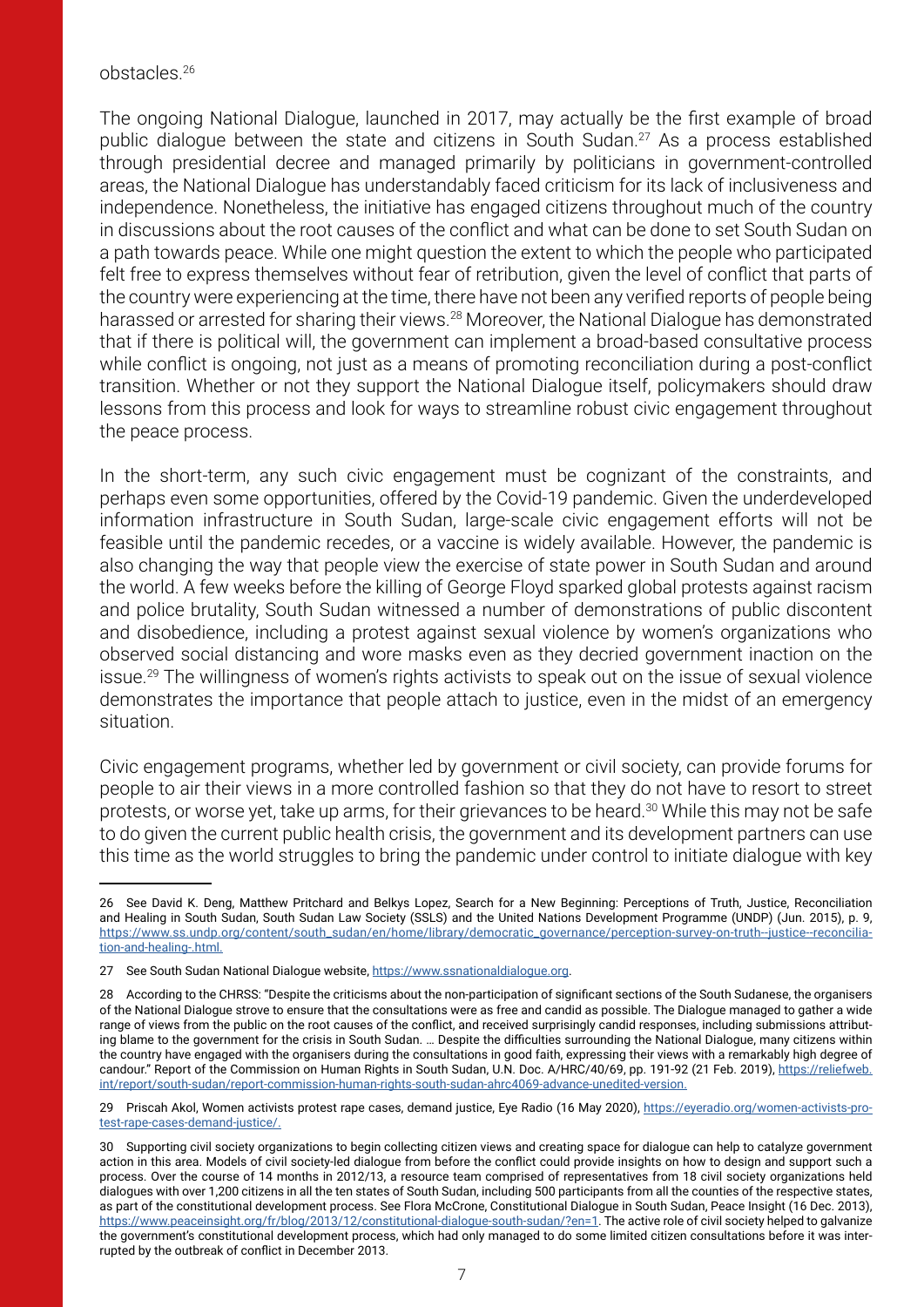obstacles.[26]

The ongoing National Dialogue, launched in 2017, may actually be the first example of broad public dialogue between the state and citizens in South Sudan.[27] As a process established through presidential decree and managed primarily by politicians in government-controlled areas, the National Dialogue has understandably faced criticism for its lack of inclusiveness and independence. Nonetheless, the initiative has engaged citizens throughout much of the country in discussions about the root causes of the conflict and what can be done to set South Sudan on a path towards peace. While one might question the extent to which the people who participated felt free to express themselves without fear of retribution, given the level of conflict that parts of the country were experiencing at the time, there have not been any verified reports of people being harassed or arrested for sharing their views.[28] Moreover, the National Dialogue has demonstrated that if there is political will, the government can implement a broad-based consultative process while conflict is ongoing, not just as a means of promoting reconciliation during a post-conflict transition. Whether or not they support the National Dialogue itself, policymakers should draw lessons from this process and look for ways to streamline robust civic engagement throughout the peace process.

In the short-term, any such civic engagement must be cognizant of the constraints, and perhaps even some opportunities, offered by the Covid-19 pandemic. Given the underdeveloped information infrastructure in South Sudan, large-scale civic engagement efforts will not be feasible until the pandemic recedes, or a vaccine is widely available. However, the pandemic is also changing the way that people view the exercise of state power in South Sudan and around the world. A few weeks before the killing of George Floyd sparked global protests against racism and police brutality, South Sudan witnessed a number of demonstrations of public discontent and disobedience, including a protest against sexual violence by women's organizations who observed social distancing and wore masks even as they decried government inaction on the issue.[29] The willingness of women's rights activists to speak out on the issue of sexual violence demonstrates the importance that people attach to justice, even in the midst of an emergency situation.

Civic engagement programs, whether led by government or civil society, can provide forums for people to air their views in a more controlled fashion so that they do not have to resort to street protests, or worse yet, take up arms, for their grievances to be heard.[30] While this may not be safe to do given the current public health crisis, the government and its development partners can use this time as the world struggles to bring the pandemic under control to initiate dialogue with key

---

26 See David K. Deng, Matthew Pritchard and Belkys Lopez, Search for a New Beginning: Perceptions of Truth, Justice, Reconciliation and Healing in South Sudan, South Sudan Law Society (SSLS) and the United Nations Development Programme (UNDP) (Jun. 2015), p. 9, https://www.ss.undp.org/content/south_sudan/en/home/library/democratic_governance/perception-survey-on-truth--justice--reconciliation-and-healing-.html.

27 See South Sudan National Dialogue website, https://www.ssnationaldialogue.org.

28 According to the CHRSS: "Despite the criticisms about the non-participation of significant sections of the South Sudanese, the organisers of the National Dialogue strove to ensure that the consultations were as free and candid as possible. The Dialogue managed to gather a wide range of views from the public on the root causes of the conflict, and received surprisingly candid responses, including submissions attributing blame to the government for the crisis in South Sudan. … Despite the difficulties surrounding the National Dialogue, many citizens within the country have engaged with the organisers during the consultations in good faith, expressing their views with a remarkably high degree of candour." Report of the Commission on Human Rights in South Sudan, U.N. Doc. A/HRC/40/69, pp. 191-92 (21 Feb. 2019), https://reliefweb.int/report/south-sudan/report-commission-human-rights-south-sudan-ahrc4069-advance-unedited-version.

29 Priscah Akol, Women activists protest rape cases, demand justice, Eye Radio (16 May 2020), https://eyeradio.org/women-activists-protest-rape-cases-demand-justice/.

30 Supporting civil society organizations to begin collecting citizen views and creating space for dialogue can help to catalyze government action in this area. Models of civil society-led dialogue from before the conflict could provide insights on how to design and support such a process. Over the course of 14 months in 2012/13, a resource team comprised of representatives from 18 civil society organizations held dialogues with over 1,200 citizens in all the ten states of South Sudan, including 500 participants from all the counties of the respective states, as part of the constitutional development process. See Flora McCrone, Constitutional Dialogue in South Sudan, Peace Insight (16 Dec. 2013), https://www.peaceinsight.org/fr/blog/2013/12/constitutional-dialogue-south-sudan/?en=1. The active role of civil society helped to galvanize the government's constitutional development process, which had only managed to do some limited citizen consultations before it was interrupted by the outbreak of conflict in December 2013.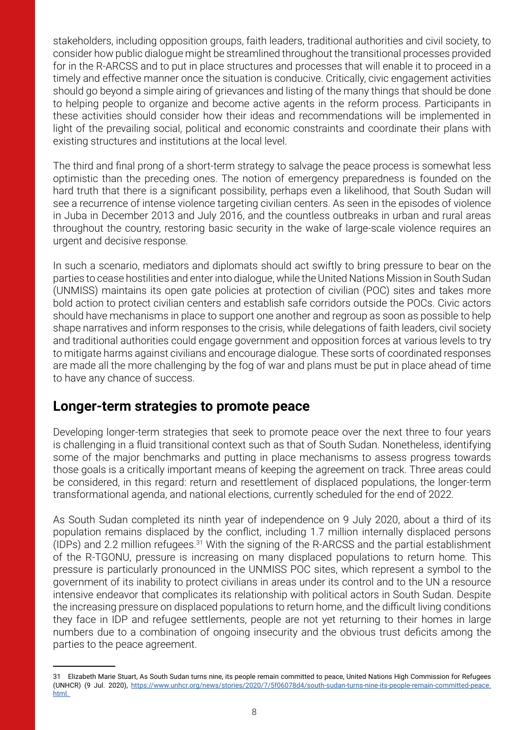stakeholders, including opposition groups, faith leaders, traditional authorities and civil society, to consider how public dialogue might be streamlined throughout the transitional processes provided for in the R-ARCSS and to put in place structures and processes that will enable it to proceed in a timely and effective manner once the situation is conducive. Critically, civic engagement activities should go beyond a simple airing of grievances and listing of the many things that should be done to helping people to organize and become active agents in the reform process. Participants in these activities should consider how their ideas and recommendations will be implemented in light of the prevailing social, political and economic constraints and coordinate their plans with existing structures and institutions at the local level.

The third and final prong of a short-term strategy to salvage the peace process is somewhat less optimistic than the preceding ones. The notion of emergency preparedness is founded on the hard truth that there is a significant possibility, perhaps even a likelihood, that South Sudan will see a recurrence of intense violence targeting civilian centers. As seen in the episodes of violence in Juba in December 2013 and July 2016, and the countless outbreaks in urban and rural areas throughout the country, restoring basic security in the wake of large-scale violence requires an urgent and decisive response.

In such a scenario, mediators and diplomats should act swiftly to bring pressure to bear on the parties to cease hostilities and enter into dialogue, while the United Nations Mission in South Sudan (UNMISS) maintains its open gate policies at protection of civilian (POC) sites and takes more bold action to protect civilian centers and establish safe corridors outside the POCs. Civic actors should have mechanisms in place to support one another and regroup as soon as possible to help shape narratives and inform responses to the crisis, while delegations of faith leaders, civil society and traditional authorities could engage government and opposition forces at various levels to try to mitigate harms against civilians and encourage dialogue. These sorts of coordinated responses are made all the more challenging by the fog of war and plans must be put in place ahead of time to have any chance of success.

## Longer-term strategies to promote peace

Developing longer-term strategies that seek to promote peace over the next three to four years is challenging in a fluid transitional context such as that of South Sudan. Nonetheless, identifying some of the major benchmarks and putting in place mechanisms to assess progress towards those goals is a critically important means of keeping the agreement on track. Three areas could be considered, in this regard: return and resettlement of displaced populations, the longer-term transformational agenda, and national elections, currently scheduled for the end of 2022.

As South Sudan completed its ninth year of independence on 9 July 2020, about a third of its population remains displaced by the conflict, including 1.7 million internally displaced persons (IDPs) and 2.2 million refugees.[31] With the signing of the R-ARCSS and the partial establishment of the R-TGONU, pressure is increasing on many displaced populations to return home. This pressure is particularly pronounced in the UNMISS POC sites, which represent a symbol to the government of its inability to protect civilians in areas under its control and to the UN a resource intensive endeavor that complicates its relationship with political actors in South Sudan. Despite the increasing pressure on displaced populations to return home, and the difficult living conditions they face in IDP and refugee settlements, people are not yet returning to their homes in large numbers due to a combination of ongoing insecurity and the obvious trust deficits among the parties to the peace agreement.

---

31 Elizabeth Marie Stuart, As South Sudan turns nine, its people remain committed to peace, United Nations High Commission for Refugees (UNHCR) (9 Jul. 2020), https://www.unhcr.org/news/stories/2020/7/5f06078d4/south-sudan-turns-nine-its-people-remain-committed-peace.html.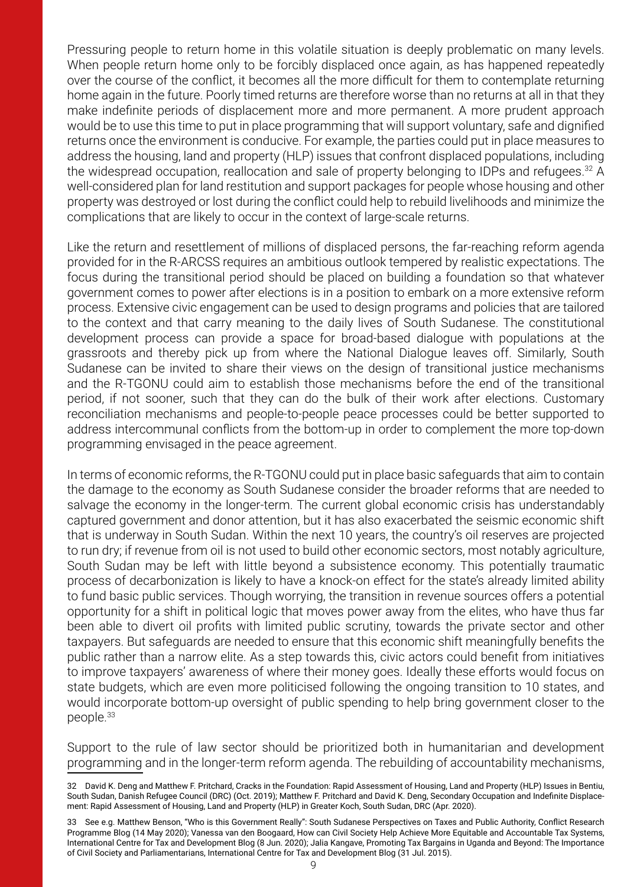Pressuring people to return home in this volatile situation is deeply problematic on many levels. When people return home only to be forcibly displaced once again, as has happened repeatedly over the course of the conflict, it becomes all the more difficult for them to contemplate returning home again in the future. Poorly timed returns are therefore worse than no returns at all in that they make indefinite periods of displacement more and more permanent. A more prudent approach would be to use this time to put in place programming that will support voluntary, safe and dignified returns once the environment is conducive. For example, the parties could put in place measures to address the housing, land and property (HLP) issues that confront displaced populations, including the widespread occupation, reallocation and sale of property belonging to IDPs and refugees.[32] A well-considered plan for land restitution and support packages for people whose housing and other property was destroyed or lost during the conflict could help to rebuild livelihoods and minimize the complications that are likely to occur in the context of large-scale returns.

Like the return and resettlement of millions of displaced persons, the far-reaching reform agenda provided for in the R-ARCSS requires an ambitious outlook tempered by realistic expectations. The focus during the transitional period should be placed on building a foundation so that whatever government comes to power after elections is in a position to embark on a more extensive reform process. Extensive civic engagement can be used to design programs and policies that are tailored to the context and that carry meaning to the daily lives of South Sudanese. The constitutional development process can provide a space for broad-based dialogue with populations at the grassroots and thereby pick up from where the National Dialogue leaves off. Similarly, South Sudanese can be invited to share their views on the design of transitional justice mechanisms and the R-TGONU could aim to establish those mechanisms before the end of the transitional period, if not sooner, such that they can do the bulk of their work after elections. Customary reconciliation mechanisms and people-to-people peace processes could be better supported to address intercommunal conflicts from the bottom-up in order to complement the more top-down programming envisaged in the peace agreement.

In terms of economic reforms, the R-TGONU could put in place basic safeguards that aim to contain the damage to the economy as South Sudanese consider the broader reforms that are needed to salvage the economy in the longer-term. The current global economic crisis has understandably captured government and donor attention, but it has also exacerbated the seismic economic shift that is underway in South Sudan. Within the next 10 years, the country's oil reserves are projected to run dry; if revenue from oil is not used to build other economic sectors, most notably agriculture, South Sudan may be left with little beyond a subsistence economy. This potentially traumatic process of decarbonization is likely to have a knock-on effect for the state's already limited ability to fund basic public services. Though worrying, the transition in revenue sources offers a potential opportunity for a shift in political logic that moves power away from the elites, who have thus far been able to divert oil profits with limited public scrutiny, towards the private sector and other taxpayers. But safeguards are needed to ensure that this economic shift meaningfully benefits the public rather than a narrow elite. As a step towards this, civic actors could benefit from initiatives to improve taxpayers' awareness of where their money goes. Ideally these efforts would focus on state budgets, which are even more politicised following the ongoing transition to 10 states, and would incorporate bottom-up oversight of public spending to help bring government closer to the people.[33]

Support to the rule of law sector should be prioritized both in humanitarian and development programming and in the longer-term reform agenda. The rebuilding of accountability mechanisms,

---

32 David K. Deng and Matthew F. Pritchard, Cracks in the Foundation: Rapid Assessment of Housing, Land and Property (HLP) Issues in Bentiu, South Sudan, Danish Refugee Council (DRC) (Oct. 2019); Matthew F. Pritchard and David K. Deng, Secondary Occupation and Indefinite Displacement: Rapid Assessment of Housing, Land and Property (HLP) in Greater Koch, South Sudan, DRC (Apr. 2020).

33 See e.g. Matthew Benson, "Who is this Government Really": South Sudanese Perspectives on Taxes and Public Authority, Conflict Research Programme Blog (14 May 2020); Vanessa van den Boogaard, How can Civil Society Help Achieve More Equitable and Accountable Tax Systems, International Centre for Tax and Development Blog (8 Jun. 2020); Jalia Kangave, Promoting Tax Bargains in Uganda and Beyond: The Importance of Civil Society and Parliamentarians, International Centre for Tax and Development Blog (31 Jul. 2015).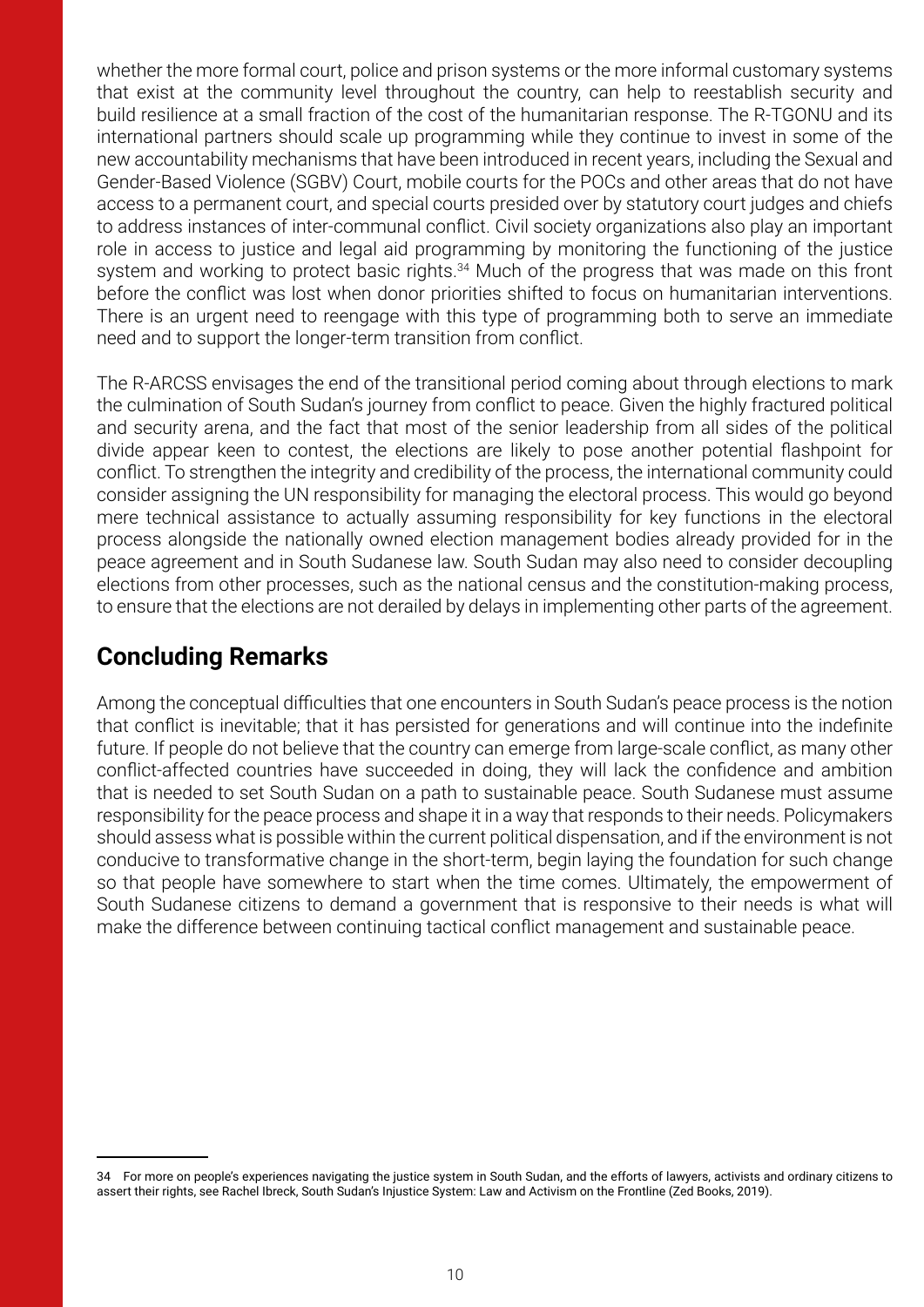whether the more formal court, police and prison systems or the more informal customary systems that exist at the community level throughout the country, can help to reestablish security and build resilience at a small fraction of the cost of the humanitarian response. The R-TGONU and its international partners should scale up programming while they continue to invest in some of the new accountability mechanisms that have been introduced in recent years, including the Sexual and Gender-Based Violence (SGBV) Court, mobile courts for the POCs and other areas that do not have access to a permanent court, and special courts presided over by statutory court judges and chiefs to address instances of inter-communal conflict. Civil society organizations also play an important role in access to justice and legal aid programming by monitoring the functioning of the justice system and working to protect basic rights.[34] Much of the progress that was made on this front before the conflict was lost when donor priorities shifted to focus on humanitarian interventions. There is an urgent need to reengage with this type of programming both to serve an immediate need and to support the longer-term transition from conflict.

The R-ARCSS envisages the end of the transitional period coming about through elections to mark the culmination of South Sudan's journey from conflict to peace. Given the highly fractured political and security arena, and the fact that most of the senior leadership from all sides of the political divide appear keen to contest, the elections are likely to pose another potential flashpoint for conflict. To strengthen the integrity and credibility of the process, the international community could consider assigning the UN responsibility for managing the electoral process. This would go beyond mere technical assistance to actually assuming responsibility for key functions in the electoral process alongside the nationally owned election management bodies already provided for in the peace agreement and in South Sudanese law. South Sudan may also need to consider decoupling elections from other processes, such as the national census and the constitution-making process, to ensure that the elections are not derailed by delays in implementing other parts of the agreement.

## Concluding Remarks

Among the conceptual difficulties that one encounters in South Sudan's peace process is the notion that conflict is inevitable; that it has persisted for generations and will continue into the indefinite future. If people do not believe that the country can emerge from large-scale conflict, as many other conflict-affected countries have succeeded in doing, they will lack the confidence and ambition that is needed to set South Sudan on a path to sustainable peace. South Sudanese must assume responsibility for the peace process and shape it in a way that responds to their needs. Policymakers should assess what is possible within the current political dispensation, and if the environment is not conducive to transformative change in the short-term, begin laying the foundation for such change so that people have somewhere to start when the time comes. Ultimately, the empowerment of South Sudanese citizens to demand a government that is responsive to their needs is what will make the difference between continuing tactical conflict management and sustainable peace.

---

34 For more on people's experiences navigating the justice system in South Sudan, and the efforts of lawyers, activists and ordinary citizens to assert their rights, see Rachel Ibreck, South Sudan's Injustice System: Law and Activism on the Frontline (Zed Books, 2019).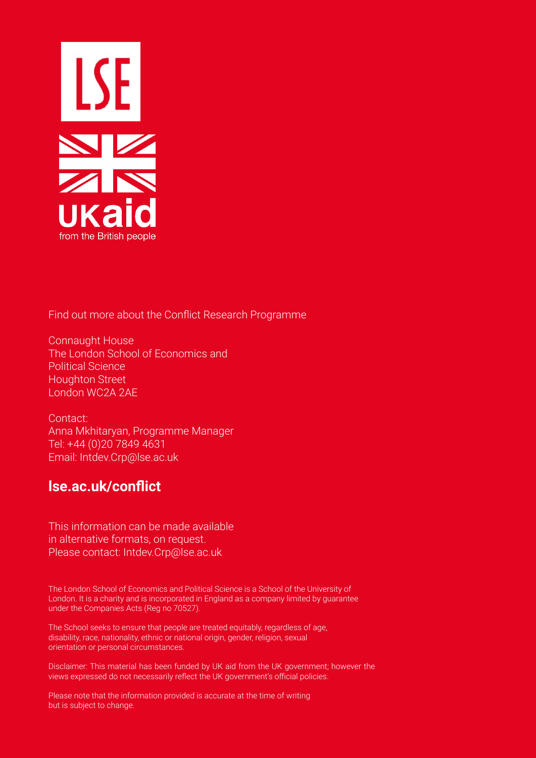LSE

UKaid
from the British people

Find out more about the Conflict Research Programme

Connaught House
The London School of Economics and
Political Science
Houghton Street
London WC2A 2AE

Contact:
Anna Mkhitaryan, Programme Manager
Tel: +44 (0)20 7849 4631
Email: Intdev.Crp@lse.ac.uk

## lse.ac.uk/conflict

This information can be made available in alternative formats, on request. Please contact: Intdev.Crp@lse.ac.uk

The London School of Economics and Political Science is a School of the University of London. It is a charity and is incorporated in England as a company limited by guarantee under the Companies Acts (Reg no 70527).

The School seeks to ensure that people are treated equitably, regardless of age, disability, race, nationality, ethnic or national origin, gender, religion, sexual orientation or personal circumstances.

Disclaimer: This material has been funded by UK aid from the UK government; however the views expressed do not necessarily reflect the UK government's official policies.

Please note that the information provided is accurate at the time of writing but is subject to change.